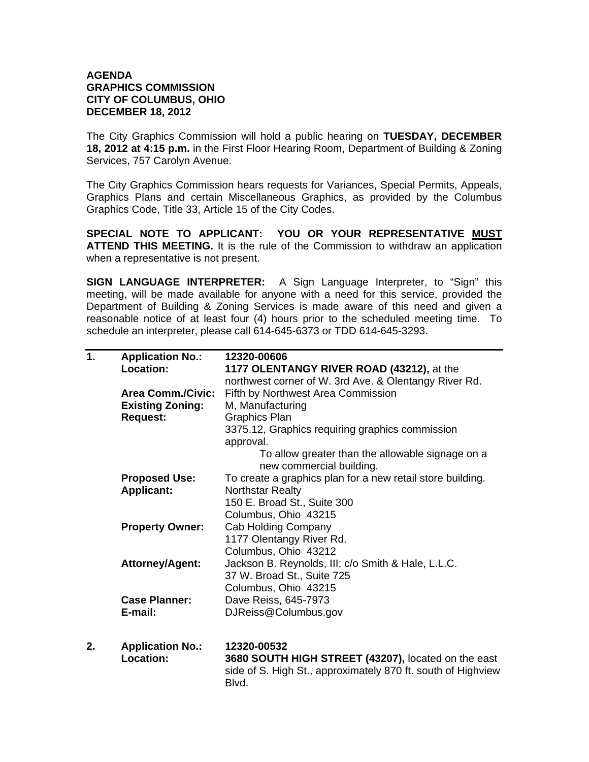**AGENDA**
**GRAPHICS COMMISSION**
**CITY OF COLUMBUS, OHIO**
**DECEMBER 18, 2012**

The City Graphics Commission will hold a public hearing on **TUESDAY, DECEMBER 18, 2012 at 4:15 p.m.** in the First Floor Hearing Room, Department of Building & Zoning Services, 757 Carolyn Avenue.

The City Graphics Commission hears requests for Variances, Special Permits, Appeals, Graphics Plans and certain Miscellaneous Graphics, as provided by the Columbus Graphics Code, Title 33, Article 15 of the City Codes.

**SPECIAL NOTE TO APPLICANT: YOU OR YOUR REPRESENTATIVE MUST ATTEND THIS MEETING.** It is the rule of the Commission to withdraw an application when a representative is not present.

**SIGN LANGUAGE INTERPRETER:** A Sign Language Interpreter, to "Sign" this meeting, will be made available for anyone with a need for this service, provided the Department of Building & Zoning Services is made aware of this need and given a reasonable notice of at least four (4) hours prior to the scheduled meeting time. To schedule an interpreter, please call 614-645-6373 or TDD 614-645-3293.

---

**1.**

**Application No.:** **12320-00606**
**Location:** **1177 OLENTANGY RIVER ROAD (43212),** at the northwest corner of W. 3rd Ave. & Olentangy River Rd.
**Area Comm./Civic:** Fifth by Northwest Area Commission
**Existing Zoning:** M, Manufacturing
**Request:** Graphics Plan
3375.12, Graphics requiring graphics commission approval.
To allow greater than the allowable signage on a new commercial building.
**Proposed Use:** To create a graphics plan for a new retail store building.
**Applicant:** Northstar Realty
150 E. Broad St., Suite 300
Columbus, Ohio 43215
**Property Owner:** Cab Holding Company
1177 Olentangy River Rd.
Columbus, Ohio 43212
**Attorney/Agent:** Jackson B. Reynolds, III; c/o Smith & Hale, L.L.C.
37 W. Broad St., Suite 725
Columbus, Ohio 43215
**Case Planner:** Dave Reiss, 645-7973
**E-mail:** DJReiss@Columbus.gov

**2.**

**Application No.:** **12320-00532**
**Location:** **3680 SOUTH HIGH STREET (43207),** located on the east side of S. High St., approximately 870 ft. south of Highview Blvd.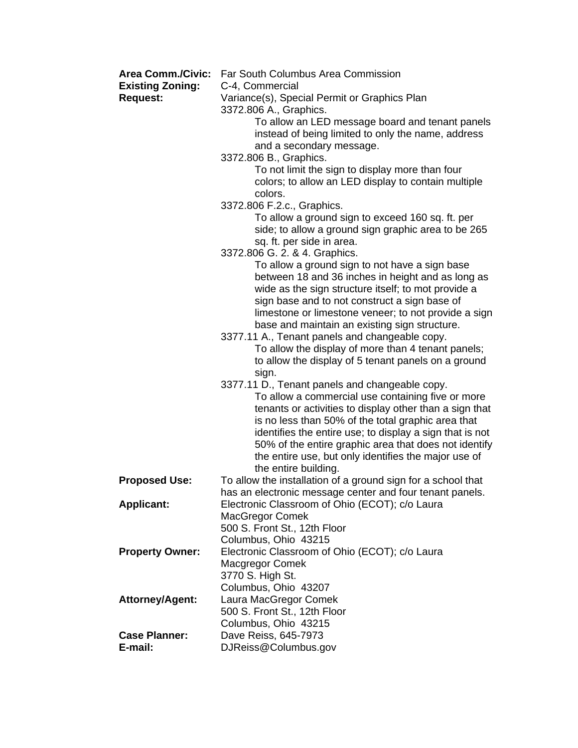**Area Comm./Civic:** Far South Columbus Area Commission

**Existing Zoning:** C-4, Commercial

**Request:** Variance(s), Special Permit or Graphics Plan

3372.806 A., Graphics.

To allow an LED message board and tenant panels instead of being limited to only the name, address and a secondary message.

3372.806 B., Graphics.

To not limit the sign to display more than four colors; to allow an LED display to contain multiple colors.

3372.806 F.2.c., Graphics.

To allow a ground sign to exceed 160 sq. ft. per side; to allow a ground sign graphic area to be 265 sq. ft. per side in area.

3372.806 G. 2. & 4. Graphics.

To allow a ground sign to not have a sign base between 18 and 36 inches in height and as long as wide as the sign structure itself; to mot provide a sign base and to not construct a sign base of limestone or limestone veneer; to not provide a sign base and maintain an existing sign structure.

3377.11 A., Tenant panels and changeable copy.

To allow the display of more than 4 tenant panels; to allow the display of 5 tenant panels on a ground sign.

3377.11 D., Tenant panels and changeable copy.

To allow a commercial use containing five or more tenants or activities to display other than a sign that is no less than 50% of the total graphic area that identifies the entire use; to display a sign that is not 50% of the entire graphic area that does not identify the entire use, but only identifies the major use of the entire building.

**Proposed Use:** To allow the installation of a ground sign for a school that has an electronic message center and four tenant panels.

**Applicant:** Electronic Classroom of Ohio (ECOT); c/o Laura MacGregor Comek
500 S. Front St., 12th Floor
Columbus, Ohio 43215

**Property Owner:** Electronic Classroom of Ohio (ECOT); c/o Laura Macgregor Comek
3770 S. High St.
Columbus, Ohio 43207

**Attorney/Agent:** Laura MacGregor Comek
500 S. Front St., 12th Floor
Columbus, Ohio 43215

**Case Planner:** Dave Reiss, 645-7973

**E-mail:** DJReiss@Columbus.gov